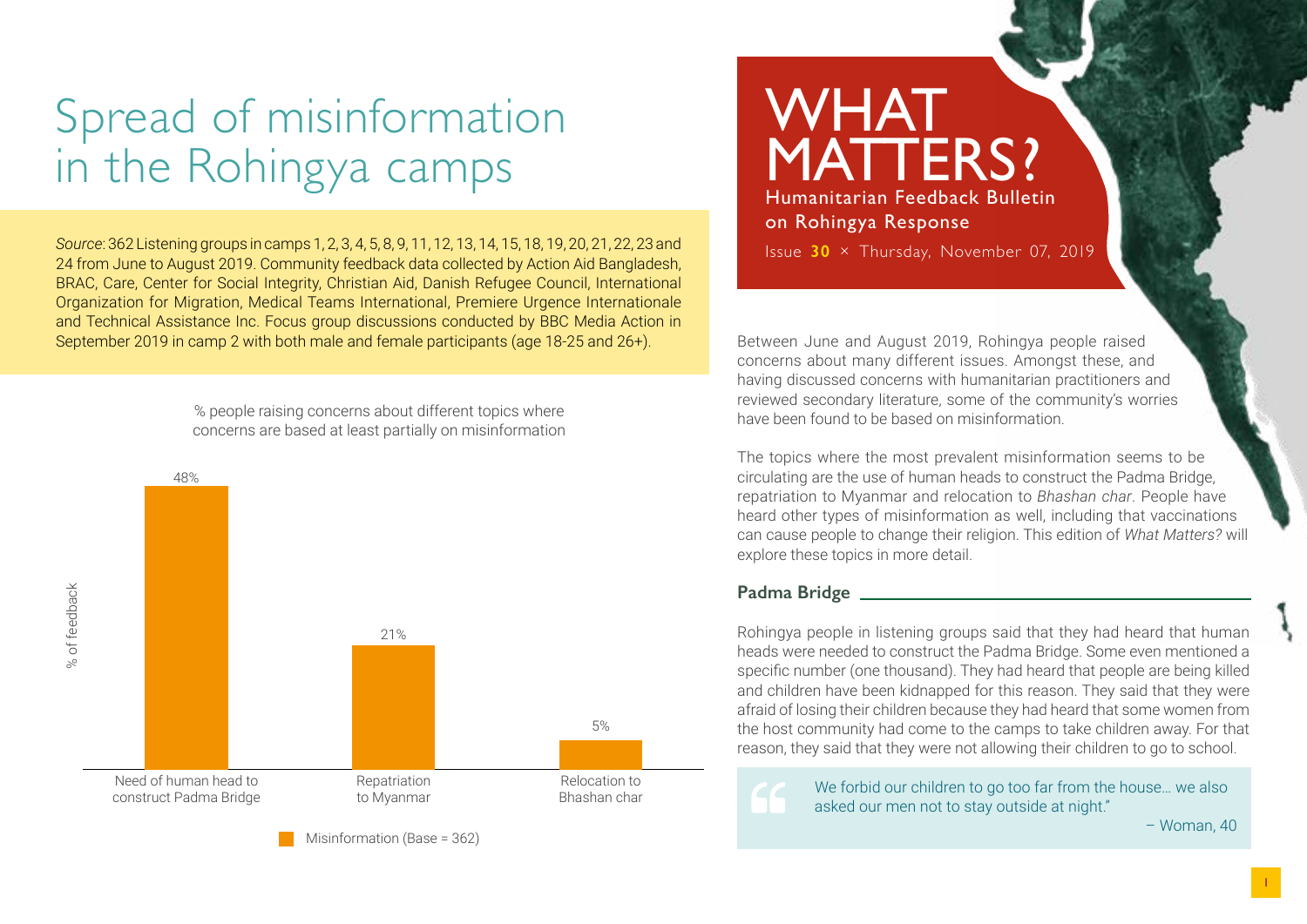# WHAT MATTERS?

Humanitarian Feedback Bulletin on Rohingya Response

Issue **30** × Thursday, November 07, 2019

# Spread of misinformation in the Rohingya camps

*Source*: 362 Listening groups in camps 1, 2, 3, 4, 5, 8, 9, 11, 12, 13, 14, 15, 18, 19, 20, 21, 22, 23 and 24 from June to August 2019. Community feedback data collected by Action Aid Bangladesh, BRAC, Care, Center for Social Integrity, Christian Aid, Danish Refugee Council, International Organization for Migration, Medical Teams International, Premiere Urgence Internationale and Technical Assistance Inc. Focus group discussions conducted by BBC Media Action in September 2019 in camp 2 with both male and female participants (age 18-25 and 26+).

% people raising concerns about different topics where concerns are based at least partially on misinformation

| Topic | % of feedback (Misinformation, Base = 362) |
|---|---|
| Need of human head to construct Padma Bridge | 48% |
| Repatriation to Myanmar | 21% |
| Relocation to Bhashan char | 5% |

Between June and August 2019, Rohingya people raised concerns about many different issues. Amongst these, and having discussed concerns with humanitarian practitioners and reviewed secondary literature, some of the community's worries have been found to be based on misinformation.

The topics where the most prevalent misinformation seems to be circulating are the use of human heads to construct the Padma Bridge, repatriation to Myanmar and relocation to *Bhashan char*. People have heard other types of misinformation as well, including that vaccinations can cause people to change their religion. This edition of *What Matters?* will explore these topics in more detail.

## Padma Bridge

Rohingya people in listening groups said that they had heard that human heads were needed to construct the Padma Bridge. Some even mentioned a specific number (one thousand). They had heard that people are being killed and children have been kidnapped for this reason. They said that they were afraid of losing their children because they had heard that some women from the host community had come to the camps to take children away. For that reason, they said that they were not allowing their children to go to school.

> We forbid our children to go too far from the house… we also asked our men not to stay outside at night."
>
> – Woman, 40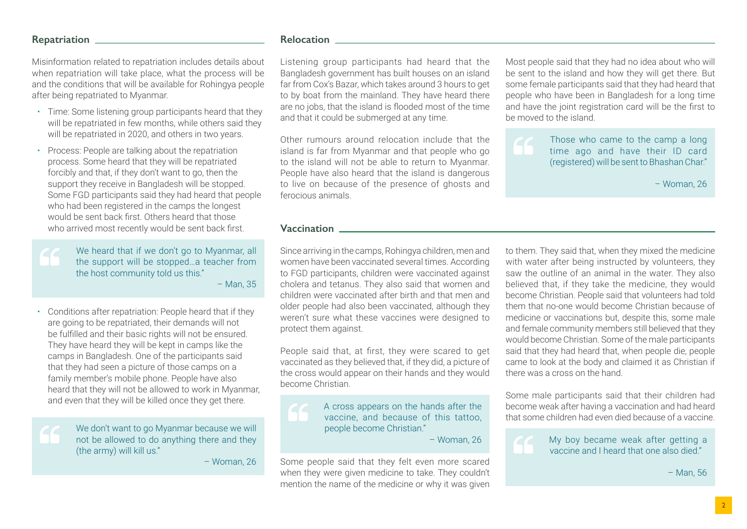## Repatriation

Misinformation related to repatriation includes details about when repatriation will take place, what the process will be and the conditions that will be available for Rohingya people after being repatriated to Myanmar.

- Time: Some listening group participants heard that they will be repatriated in few months, while others said they will be repatriated in 2020, and others in two years.
- Process: People are talking about the repatriation process. Some heard that they will be repatriated forcibly and that, if they don't want to go, then the support they receive in Bangladesh will be stopped. Some FGD participants said they had heard that people who had been registered in the camps the longest would be sent back first. Others heard that those who arrived most recently would be sent back first.

> We heard that if we don't go to Myanmar, all the support will be stopped…a teacher from the host community told us this."
>
> – Man, 35

- Conditions after repatriation: People heard that if they are going to be repatriated, their demands will not be fulfilled and their basic rights will not be ensured. They have heard they will be kept in camps like the camps in Bangladesh. One of the participants said that they had seen a picture of those camps on a family member's mobile phone. People have also heard that they will not be allowed to work in Myanmar, and even that they will be killed once they get there.

> We don't want to go Myanmar because we will not be allowed to do anything there and they (the army) will kill us."
>
> – Woman, 26

## Relocation

Listening group participants had heard that the Bangladesh government has built houses on an island far from Cox's Bazar, which takes around 3 hours to get to by boat from the mainland. They have heard there are no jobs, that the island is flooded most of the time and that it could be submerged at any time.

Other rumours around relocation include that the island is far from Myanmar and that people who go to the island will not be able to return to Myanmar. People have also heard that the island is dangerous to live on because of the presence of ghosts and ferocious animals.

Most people said that they had no idea about who will be sent to the island and how they will get there. But some female participants said that they had heard that people who have been in Bangladesh for a long time and have the joint registration card will be the first to be moved to the island.

> Those who came to the camp a long time ago and have their ID card (registered) will be sent to Bhashan Char."
>
> – Woman, 26

## Vaccination

Since arriving in the camps, Rohingya children, men and women have been vaccinated several times. According to FGD participants, children were vaccinated against cholera and tetanus. They also said that women and children were vaccinated after birth and that men and older people had also been vaccinated, although they weren't sure what these vaccines were designed to protect them against.

People said that, at first, they were scared to get vaccinated as they believed that, if they did, a picture of the cross would appear on their hands and they would become Christian.

> A cross appears on the hands after the vaccine, and because of this tattoo, people become Christian."
>
> – Woman, 26

Some people said that they felt even more scared when they were given medicine to take. They couldn't mention the name of the medicine or why it was given to them. They said that, when they mixed the medicine with water after being instructed by volunteers, they saw the outline of an animal in the water. They also believed that, if they take the medicine, they would become Christian. People said that volunteers had told them that no-one would become Christian because of medicine or vaccinations but, despite this, some male and female community members still believed that they would become Christian. Some of the male participants said that they had heard that, when people die, people came to look at the body and claimed it as Christian if there was a cross on the hand.

Some male participants said that their children had become weak after having a vaccination and had heard that some children had even died because of a vaccine.

> My boy became weak after getting a vaccine and I heard that one also died."
>
> – Man, 56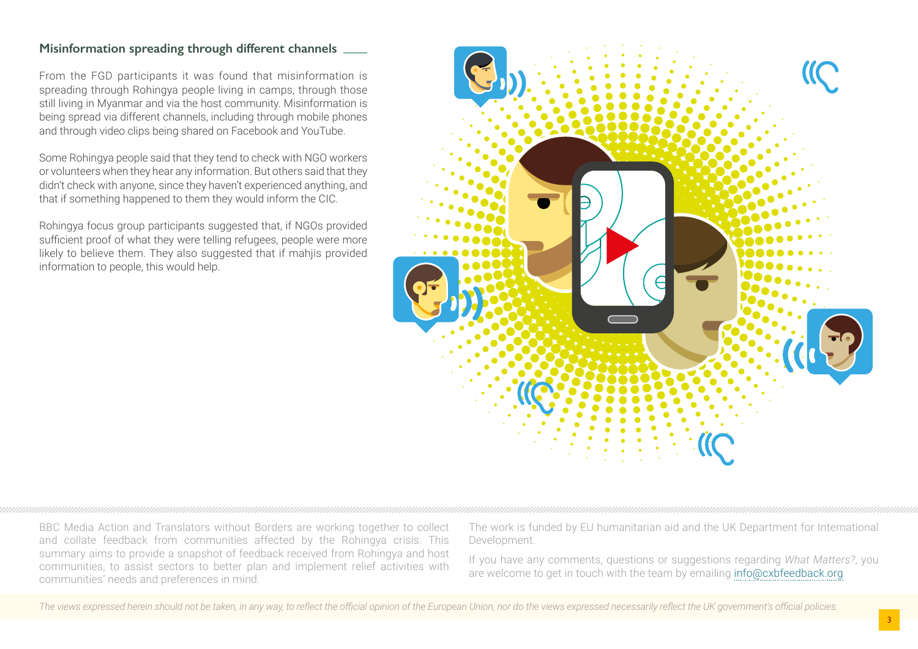## Misinformation spreading through different channels

From the FGD participants it was found that misinformation is spreading through Rohingya people living in camps, through those still living in Myanmar and via the host community. Misinformation is being spread via different channels, including through mobile phones and through video clips being shared on Facebook and YouTube.

Some Rohingya people said that they tend to check with NGO workers or volunteers when they hear any information. But others said that they didn't check with anyone, since they haven't experienced anything, and that if something happened to them they would inform the CIC.

Rohingya focus group participants suggested that, if NGOs provided sufficient proof of what they were telling refugees, people were more likely to believe them. They also suggested that if mahjis provided information to people, this would help.

BBC Media Action and Translators without Borders are working together to collect and collate feedback from communities affected by the Rohingya crisis. This summary aims to provide a snapshot of feedback received from Rohingya and host communities, to assist sectors to better plan and implement relief activities with communities' needs and preferences in mind.

The work is funded by EU humanitarian aid and the UK Department for International Development.

If you have any comments, questions or suggestions regarding *What Matters?*, you are welcome to get in touch with the team by emailing info@cxbfeedback.org

*The views expressed herein should not be taken, in any way, to reflect the official opinion of the European Union, nor do the views expressed necessarily reflect the UK government's official policies.*